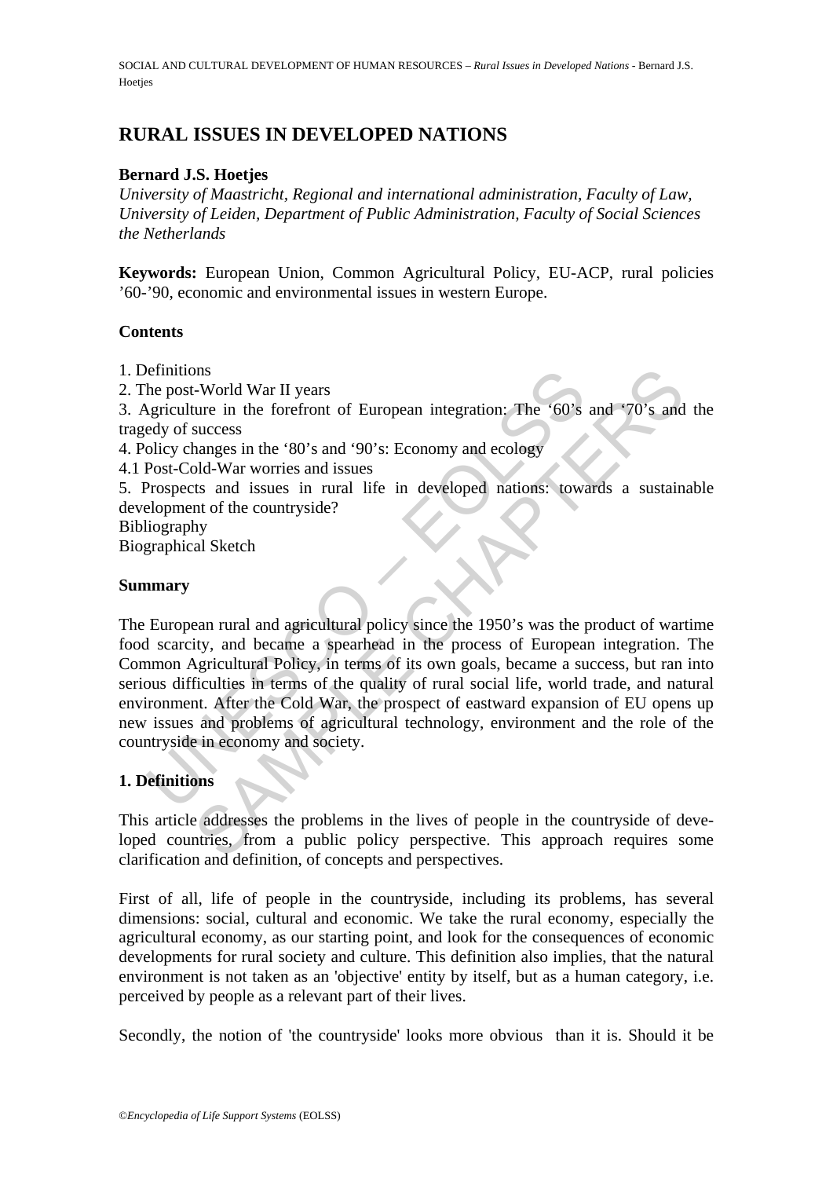# RURAL ISSUES IN DEVELOPED NATIONS

**Bernard J.S. Hoetjes**

*University of Maastricht, Regional and international administration, Faculty of Law, University of Leiden, Department of Public Administration, Faculty of Social Sciences the Netherlands*

**Keywords:** European Union, Common Agricultural Policy, EU-ACP, rural policies '60-'90, economic and environmental issues in western Europe.

## Contents

1. Definitions
2. The post-World War II years
3. Agriculture in the forefront of European integration: The '60's and '70's and the tragedy of success
4. Policy changes in the '80's and '90's: Economy and ecology
4.1 Post-Cold-War worries and issues
5. Prospects and issues in rural life in developed nations: towards a sustainable development of the countryside?

Bibliography
Biographical Sketch

## Summary

The European rural and agricultural policy since the 1950's was the product of wartime food scarcity, and became a spearhead in the process of European integration. The Common Agricultural Policy, in terms of its own goals, became a success, but ran into serious difficulties in terms of the quality of rural social life, world trade, and natural environment. After the Cold War, the prospect of eastward expansion of EU opens up new issues and problems of agricultural technology, environment and the role of the countryside in economy and society.

## 1. Definitions

This article addresses the problems in the lives of people in the countryside of developed countries, from a public policy perspective. This approach requires some clarification and definition, of concepts and perspectives.

First of all, life of people in the countryside, including its problems, has several dimensions: social, cultural and economic. We take the rural economy, especially the agricultural economy, as our starting point, and look for the consequences of economic developments for rural society and culture. This definition also implies, that the natural environment is not taken as an 'objective' entity by itself, but as a human category, i.e. perceived by people as a relevant part of their lives.

Secondly, the notion of 'the countryside' looks more obvious than it is. Should it be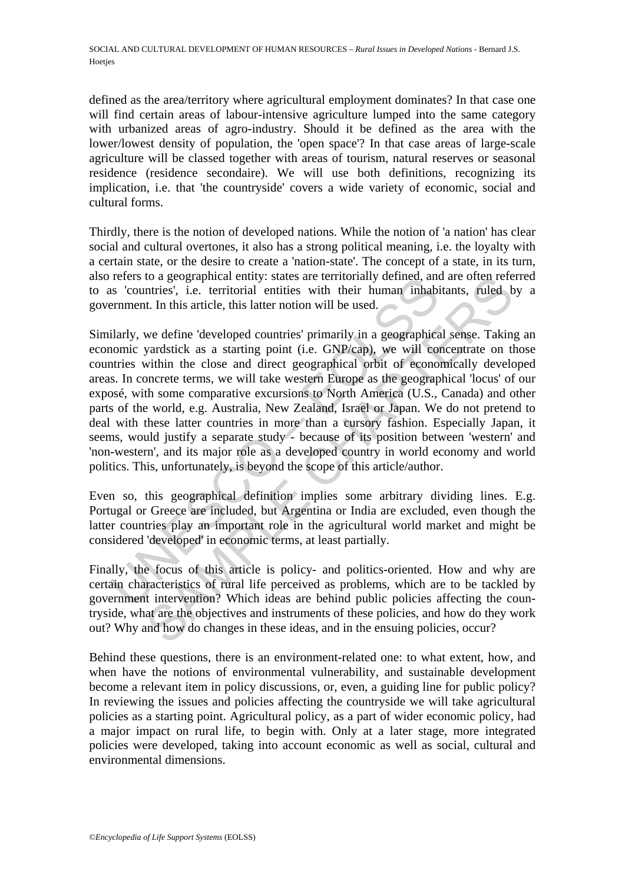defined as the area/territory where agricultural employment dominates? In that case one will find certain areas of labour-intensive agriculture lumped into the same category with urbanized areas of agro-industry. Should it be defined as the area with the lower/lowest density of population, the 'open space'? In that case areas of large-scale agriculture will be classed together with areas of tourism, natural reserves or seasonal residence (residence secondaire). We will use both definitions, recognizing its implication, i.e. that 'the countryside' covers a wide variety of economic, social and cultural forms.

Thirdly, there is the notion of developed nations. While the notion of 'a nation' has clear social and cultural overtones, it also has a strong political meaning, i.e. the loyalty with a certain state, or the desire to create a 'nation-state'. The concept of a state, in its turn, also refers to a geographical entity: states are territorially defined, and are often referred to as 'countries', i.e. territorial entities with their human inhabitants, ruled by a government. In this article, this latter notion will be used.

Similarly, we define 'developed countries' primarily in a geographical sense. Taking an economic yardstick as a starting point (i.e. GNP/cap), we will concentrate on those countries within the close and direct geographical orbit of economically developed areas. In concrete terms, we will take western Europe as the geographical 'locus' of our exposé, with some comparative excursions to North America (U.S., Canada) and other parts of the world, e.g. Australia, New Zealand, Israel or Japan. We do not pretend to deal with these latter countries in more than a cursory fashion. Especially Japan, it seems, would justify a separate study - because of its position between 'western' and 'non-western', and its major role as a developed country in world economy and world politics. This, unfortunately, is beyond the scope of this article/author.

Even so, this geographical definition implies some arbitrary dividing lines. E.g. Portugal or Greece are included, but Argentina or India are excluded, even though the latter countries play an important role in the agricultural world market and might be considered 'developed' in economic terms, at least partially.

Finally, the focus of this article is policy- and politics-oriented. How and why are certain characteristics of rural life perceived as problems, which are to be tackled by government intervention? Which ideas are behind public policies affecting the countryside, what are the objectives and instruments of these policies, and how do they work out? Why and how do changes in these ideas, and in the ensuing policies, occur?

Behind these questions, there is an environment-related one: to what extent, how, and when have the notions of environmental vulnerability, and sustainable development become a relevant item in policy discussions, or, even, a guiding line for public policy? In reviewing the issues and policies affecting the countryside we will take agricultural policies as a starting point. Agricultural policy, as a part of wider economic policy, had a major impact on rural life, to begin with. Only at a later stage, more integrated policies were developed, taking into account economic as well as social, cultural and environmental dimensions.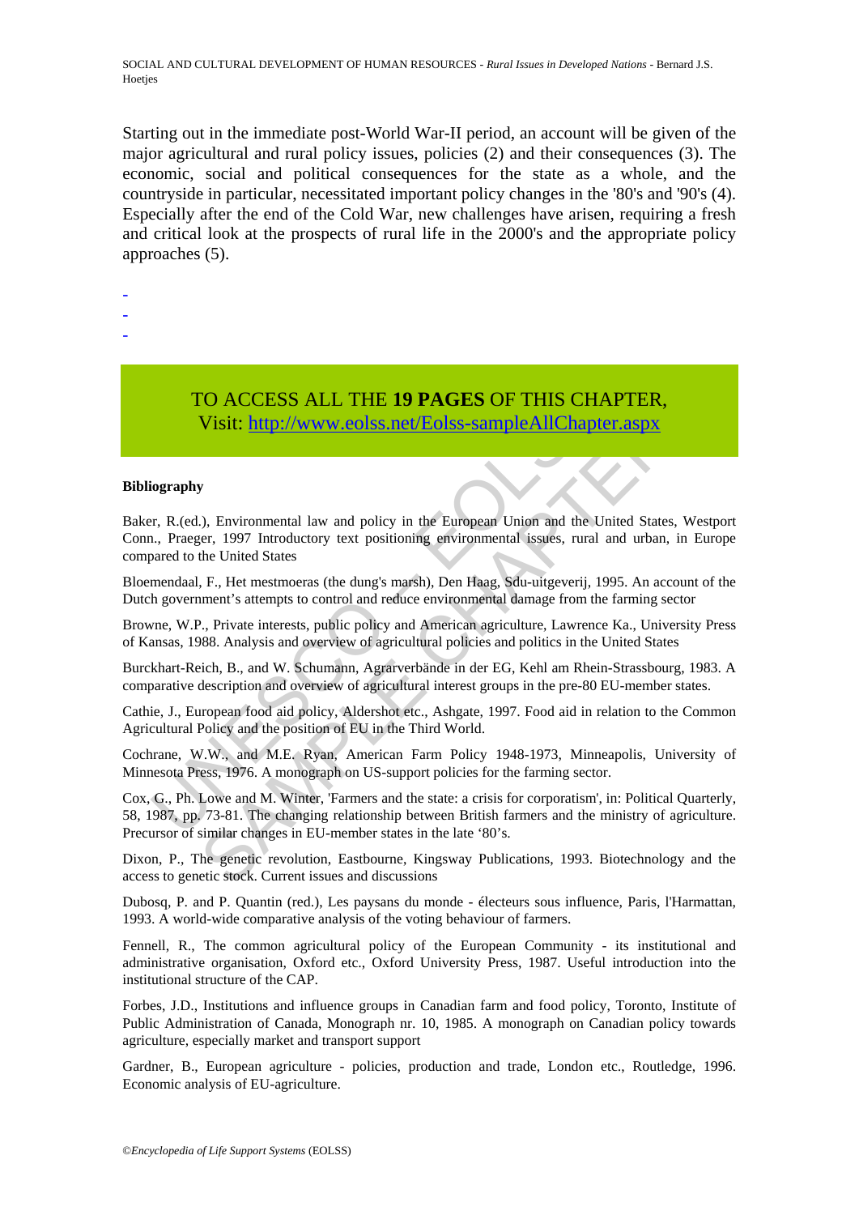Starting out in the immediate post-World War-II period, an account will be given of the major agricultural and rural policy issues, policies (2) and their consequences (3). The economic, social and political consequences for the state as a whole, and the countryside in particular, necessitated important policy changes in the '80's and '90's (4). Especially after the end of the Cold War, new challenges have arisen, requiring a fresh and critical look at the prospects of rural life in the 2000's and the appropriate policy approaches (5).

-
-
-

TO ACCESS ALL THE **19 PAGES** OF THIS CHAPTER,
Visit: http://www.eolss.net/Eolss-sampleAllChapter.aspx

**Bibliography**

Baker, R.(ed.), Environmental law and policy in the European Union and the United States, Westport Conn., Praeger, 1997 Introductory text positioning environmental issues, rural and urban, in Europe compared to the United States

Bloemendaal, F., Het mestmoeras (the dung's marsh), Den Haag, Sdu-uitgeverij, 1995. An account of the Dutch government's attempts to control and reduce environmental damage from the farming sector

Browne, W.P., Private interests, public policy and American agriculture, Lawrence Ka., University Press of Kansas, 1988. Analysis and overview of agricultural policies and politics in the United States

Burckhart-Reich, B., and W. Schumann, Agrarverbände in der EG, Kehl am Rhein-Strassbourg, 1983. A comparative description and overview of agricultural interest groups in the pre-80 EU-member states.

Cathie, J., European food aid policy, Aldershot etc., Ashgate, 1997. Food aid in relation to the Common Agricultural Policy and the position of EU in the Third World.

Cochrane, W.W., and M.E. Ryan, American Farm Policy 1948-1973, Minneapolis, University of Minnesota Press, 1976. A monograph on US-support policies for the farming sector.

Cox, G., Ph. Lowe and M. Winter, 'Farmers and the state: a crisis for corporatism', in: Political Quarterly, 58, 1987, pp. 73-81. The changing relationship between British farmers and the ministry of agriculture. Precursor of similar changes in EU-member states in the late '80's.

Dixon, P., The genetic revolution, Eastbourne, Kingsway Publications, 1993. Biotechnology and the access to genetic stock. Current issues and discussions

Dubosq, P. and P. Quantin (red.), Les paysans du monde - électeurs sous influence, Paris, l'Harmattan, 1993. A world-wide comparative analysis of the voting behaviour of farmers.

Fennell, R., The common agricultural policy of the European Community - its institutional and administrative organisation, Oxford etc., Oxford University Press, 1987. Useful introduction into the institutional structure of the CAP.

Forbes, J.D., Institutions and influence groups in Canadian farm and food policy, Toronto, Institute of Public Administration of Canada, Monograph nr. 10, 1985. A monograph on Canadian policy towards agriculture, especially market and transport support

Gardner, B., European agriculture - policies, production and trade, London etc., Routledge, 1996. Economic analysis of EU-agriculture.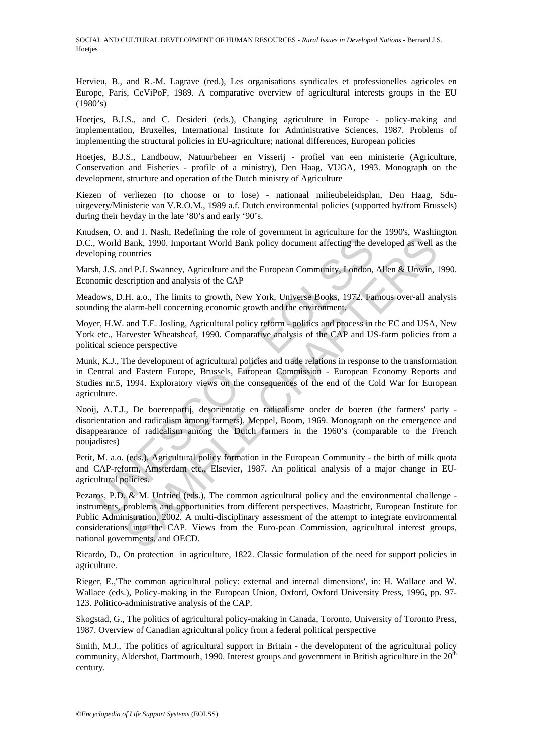Hervieu, B., and R.-M. Lagrave (red.), Les organisations syndicales et professionelles agricoles en Europe, Paris, CeViPoF, 1989. A comparative overview of agricultural interests groups in the EU (1980's)

Hoetjes, B.J.S., and C. Desideri (eds.), Changing agriculture in Europe - policy-making and implementation, Bruxelles, International Institute for Administrative Sciences, 1987. Problems of implementing the structural policies in EU-agriculture; national differences, European policies

Hoetjes, B.J.S., Landbouw, Natuurbeheer en Visserij - profiel van een ministerie (Agriculture, Conservation and Fisheries - profile of a ministry), Den Haag, VUGA, 1993. Monograph on the development, structure and operation of the Dutch ministry of Agriculture

Kiezen of verliezen (to choose or to lose) - nationaal milieubeleidsplan, Den Haag, Sdu-uitgevery/Ministerie van V.R.O.M., 1989 a.f. Dutch environmental policies (supported by/from Brussels) during their heyday in the late '80's and early '90's.

Knudsen, O. and J. Nash, Redefining the role of government in agriculture for the 1990's, Washington D.C., World Bank, 1990. Important World Bank policy document affecting the developed as well as the developing countries

Marsh, J.S. and P.J. Swanney, Agriculture and the European Community, London, Allen & Unwin, 1990. Economic description and analysis of the CAP

Meadows, D.H. a.o., The limits to growth, New York, Universe Books, 1972. Famous over-all analysis sounding the alarm-bell concerning economic growth and the environment.

Moyer, H.W. and T.E. Josling, Agricultural policy reform - politics and process in the EC and USA, New York etc., Harvester Wheatsheaf, 1990. Comparative analysis of the CAP and US-farm policies from a political science perspective

Munk, K.J., The development of agricultural policies and trade relations in response to the transformation in Central and Eastern Europe, Brussels, European Commission - European Economy Reports and Studies nr.5, 1994. Exploratory views on the consequences of the end of the Cold War for European agriculture.

Nooij, A.T.J., De boerenpartij, desoriëntatie en radicalisme onder de boeren (the farmers' party - disorientation and radicalism among farmers), Meppel, Boom, 1969. Monograph on the emergence and disappearance of radicalism among the Dutch farmers in the 1960's (comparable to the French poujadistes)

Petit, M. a.o. (eds.), Agricultural policy formation in the European Community - the birth of milk quota and CAP-reform, Amsterdam etc., Elsevier, 1987. An political analysis of a major change in EU-agricultural policies.

Pezaros, P.D. & M. Unfried (eds.), The common agricultural policy and the environmental challenge - instruments, problems and opportunities from different perspectives, Maastricht, European Institute for Public Administration, 2002. A multi-disciplinary assessment of the attempt to integrate environmental considerations into the CAP. Views from the Euro-pean Commission, agricultural interest groups, national governments, and OECD.

Ricardo, D., On protection in agriculture, 1822. Classic formulation of the need for support policies in agriculture.

Rieger, E.,'The common agricultural policy: external and internal dimensions', in: H. Wallace and W. Wallace (eds.), Policy-making in the European Union, Oxford, Oxford University Press, 1996, pp. 97-123. Politico-administrative analysis of the CAP.

Skogstad, G., The politics of agricultural policy-making in Canada, Toronto, University of Toronto Press, 1987. Overview of Canadian agricultural policy from a federal political perspective

Smith, M.J., The politics of agricultural support in Britain - the development of the agricultural policy community, Aldershot, Dartmouth, 1990. Interest groups and government in British agriculture in the 20th century.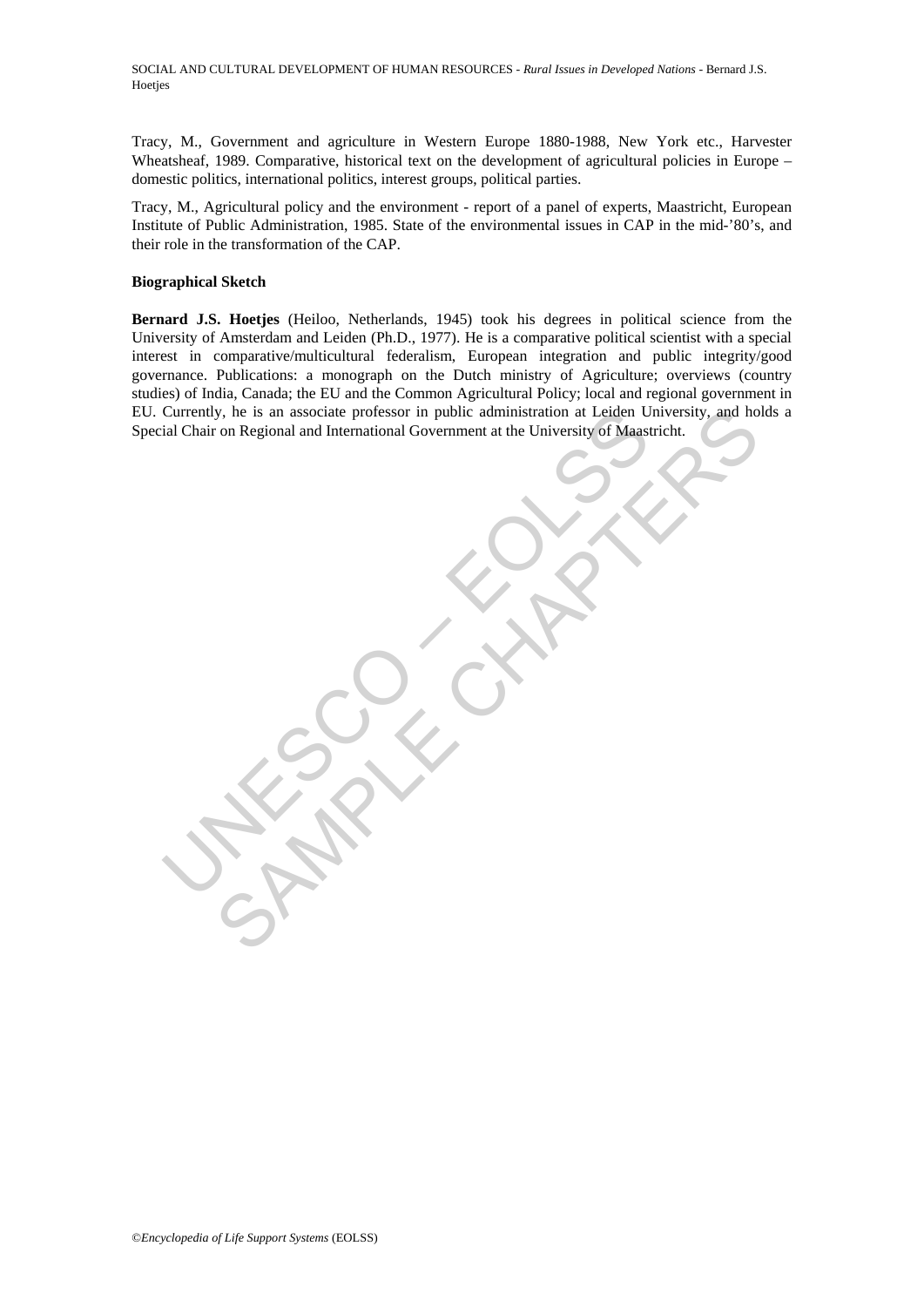Tracy, M., Government and agriculture in Western Europe 1880-1988, New York etc., Harvester Wheatsheaf, 1989. Comparative, historical text on the development of agricultural policies in Europe – domestic politics, international politics, interest groups, political parties.

Tracy, M., Agricultural policy and the environment - report of a panel of experts, Maastricht, European Institute of Public Administration, 1985. State of the environmental issues in CAP in the mid-'80's, and their role in the transformation of the CAP.

**Biographical Sketch**

**Bernard J.S. Hoetjes** (Heiloo, Netherlands, 1945) took his degrees in political science from the University of Amsterdam and Leiden (Ph.D., 1977). He is a comparative political scientist with a special interest in comparative/multicultural federalism, European integration and public integrity/good governance. Publications: a monograph on the Dutch ministry of Agriculture; overviews (country studies) of India, Canada; the EU and the Common Agricultural Policy; local and regional government in EU. Currently, he is an associate professor in public administration at Leiden University, and holds a Special Chair on Regional and International Government at the University of Maastricht.